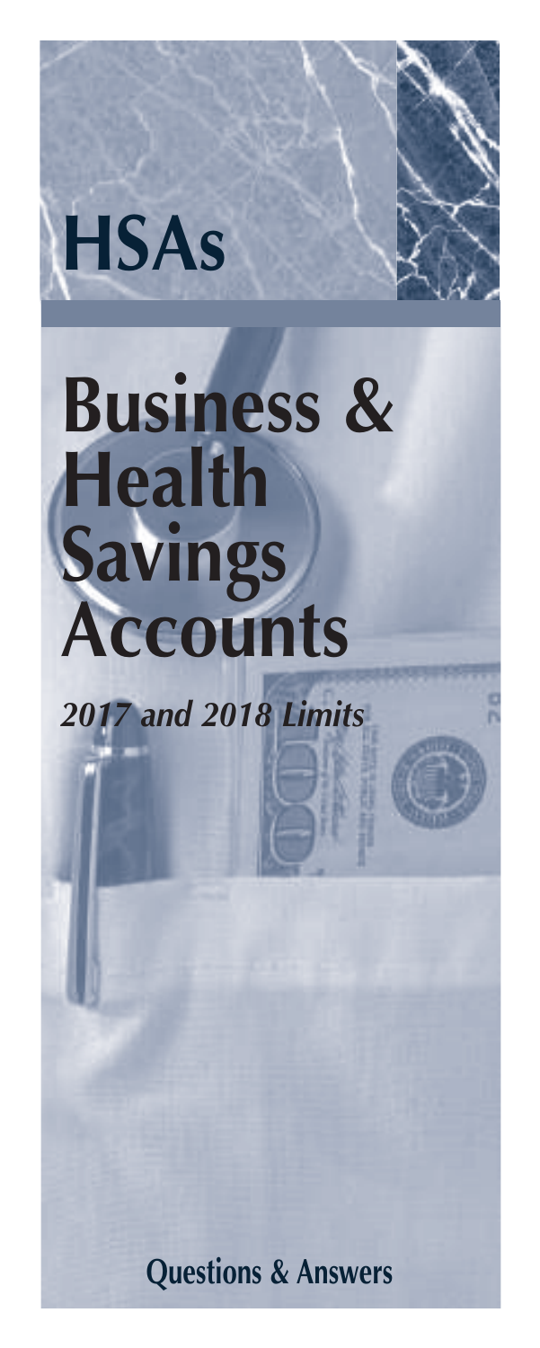# HSAs

# Business & Health Savings Accounts

***2017 and 2018 Limits***

**Questions & Answers**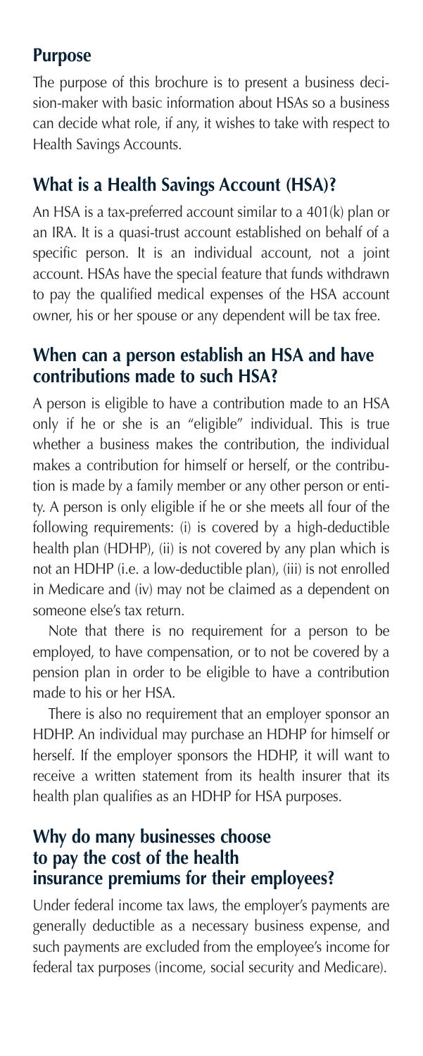## Purpose

The purpose of this brochure is to present a business decision-maker with basic information about HSAs so a business can decide what role, if any, it wishes to take with respect to Health Savings Accounts.

## What is a Health Savings Account (HSA)?

An HSA is a tax-preferred account similar to a 401(k) plan or an IRA. It is a quasi-trust account established on behalf of a specific person. It is an individual account, not a joint account. HSAs have the special feature that funds withdrawn to pay the qualified medical expenses of the HSA account owner, his or her spouse or any dependent will be tax free.

## When can a person establish an HSA and have contributions made to such HSA?

A person is eligible to have a contribution made to an HSA only if he or she is an "eligible" individual. This is true whether a business makes the contribution, the individual makes a contribution for himself or herself, or the contribution is made by a family member or any other person or entity. A person is only eligible if he or she meets all four of the following requirements: (i) is covered by a high-deductible health plan (HDHP), (ii) is not covered by any plan which is not an HDHP (i.e. a low-deductible plan), (iii) is not enrolled in Medicare and (iv) may not be claimed as a dependent on someone else's tax return.

Note that there is no requirement for a person to be employed, to have compensation, or to not be covered by a pension plan in order to be eligible to have a contribution made to his or her HSA.

There is also no requirement that an employer sponsor an HDHP. An individual may purchase an HDHP for himself or herself. If the employer sponsors the HDHP, it will want to receive a written statement from its health insurer that its health plan qualifies as an HDHP for HSA purposes.

## Why do many businesses choose to pay the cost of the health insurance premiums for their employees?

Under federal income tax laws, the employer's payments are generally deductible as a necessary business expense, and such payments are excluded from the employee's income for federal tax purposes (income, social security and Medicare).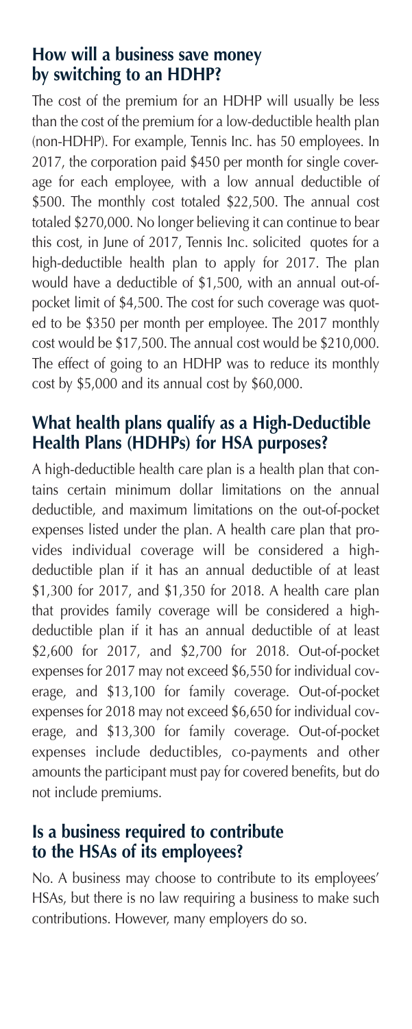## How will a business save money by switching to an HDHP?

The cost of the premium for an HDHP will usually be less than the cost of the premium for a low-deductible health plan (non-HDHP). For example, Tennis Inc. has 50 employees. In 2017, the corporation paid $450 per month for single coverage for each employee, with a low annual deductible of $500. The monthly cost totaled $22,500. The annual cost totaled $270,000. No longer believing it can continue to bear this cost, in June of 2017, Tennis Inc. solicited quotes for a high-deductible health plan to apply for 2017. The plan would have a deductible of $1,500, with an annual out-of-pocket limit of $4,500. The cost for such coverage was quoted to be $350 per month per employee. The 2017 monthly cost would be $17,500. The annual cost would be $210,000. The effect of going to an HDHP was to reduce its monthly cost by $5,000 and its annual cost by $60,000.

## What health plans qualify as a High-Deductible Health Plans (HDHPs) for HSA purposes?

A high-deductible health care plan is a health plan that contains certain minimum dollar limitations on the annual deductible, and maximum limitations on the out-of-pocket expenses listed under the plan. A health care plan that provides individual coverage will be considered a high-deductible plan if it has an annual deductible of at least $1,300 for 2017, and $1,350 for 2018. A health care plan that provides family coverage will be considered a high-deductible plan if it has an annual deductible of at least $2,600 for 2017, and $2,700 for 2018. Out-of-pocket expenses for 2017 may not exceed $6,550 for individual coverage, and $13,100 for family coverage. Out-of-pocket expenses for 2018 may not exceed $6,650 for individual coverage, and $13,300 for family coverage. Out-of-pocket expenses include deductibles, co-payments and other amounts the participant must pay for covered benefits, but do not include premiums.

## Is a business required to contribute to the HSAs of its employees?

No. A business may choose to contribute to its employees' HSAs, but there is no law requiring a business to make such contributions. However, many employers do so.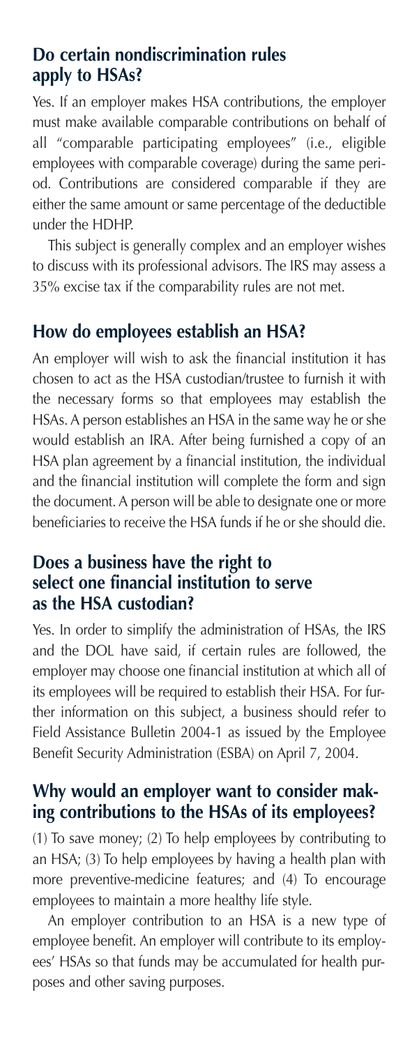## Do certain nondiscrimination rules apply to HSAs?

Yes. If an employer makes HSA contributions, the employer must make available comparable contributions on behalf of all "comparable participating employees" (i.e., eligible employees with comparable coverage) during the same period. Contributions are considered comparable if they are either the same amount or same percentage of the deductible under the HDHP.

This subject is generally complex and an employer wishes to discuss with its professional advisors. The IRS may assess a 35% excise tax if the comparability rules are not met.

## How do employees establish an HSA?

An employer will wish to ask the financial institution it has chosen to act as the HSA custodian/trustee to furnish it with the necessary forms so that employees may establish the HSAs. A person establishes an HSA in the same way he or she would establish an IRA. After being furnished a copy of an HSA plan agreement by a financial institution, the individual and the financial institution will complete the form and sign the document. A person will be able to designate one or more beneficiaries to receive the HSA funds if he or she should die.

## Does a business have the right to select one financial institution to serve as the HSA custodian?

Yes. In order to simplify the administration of HSAs, the IRS and the DOL have said, if certain rules are followed, the employer may choose one financial institution at which all of its employees will be required to establish their HSA. For further information on this subject, a business should refer to Field Assistance Bulletin 2004-1 as issued by the Employee Benefit Security Administration (ESBA) on April 7, 2004.

## Why would an employer want to consider making contributions to the HSAs of its employees?

(1) To save money; (2) To help employees by contributing to an HSA; (3) To help employees by having a health plan with more preventive-medicine features; and (4) To encourage employees to maintain a more healthy life style.

An employer contribution to an HSA is a new type of employee benefit. An employer will contribute to its employees' HSAs so that funds may be accumulated for health purposes and other saving purposes.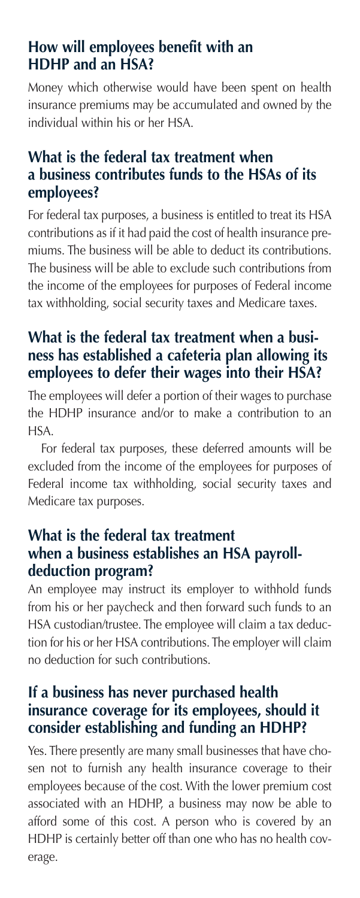## How will employees benefit with an HDHP and an HSA?

Money which otherwise would have been spent on health insurance premiums may be accumulated and owned by the individual within his or her HSA.

## What is the federal tax treatment when a business contributes funds to the HSAs of its employees?

For federal tax purposes, a business is entitled to treat its HSA contributions as if it had paid the cost of health insurance premiums. The business will be able to deduct its contributions. The business will be able to exclude such contributions from the income of the employees for purposes of Federal income tax withholding, social security taxes and Medicare taxes.

## What is the federal tax treatment when a business has established a cafeteria plan allowing its employees to defer their wages into their HSA?

The employees will defer a portion of their wages to purchase the HDHP insurance and/or to make a contribution to an HSA.

For federal tax purposes, these deferred amounts will be excluded from the income of the employees for purposes of Federal income tax withholding, social security taxes and Medicare tax purposes.

## What is the federal tax treatment when a business establishes an HSA payroll-deduction program?

An employee may instruct its employer to withhold funds from his or her paycheck and then forward such funds to an HSA custodian/trustee. The employee will claim a tax deduction for his or her HSA contributions. The employer will claim no deduction for such contributions.

## If a business has never purchased health insurance coverage for its employees, should it consider establishing and funding an HDHP?

Yes. There presently are many small businesses that have chosen not to furnish any health insurance coverage to their employees because of the cost. With the lower premium cost associated with an HDHP, a business may now be able to afford some of this cost. A person who is covered by an HDHP is certainly better off than one who has no health coverage.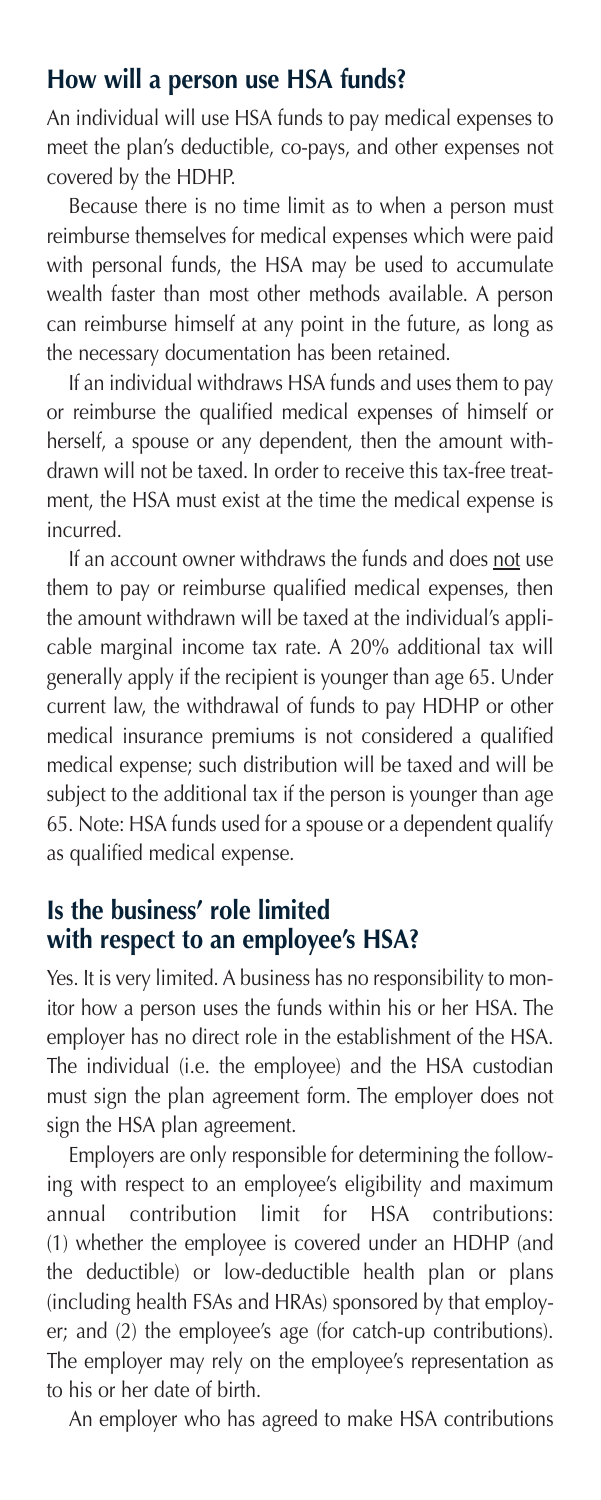## How will a person use HSA funds?

An individual will use HSA funds to pay medical expenses to meet the plan's deductible, co-pays, and other expenses not covered by the HDHP.

Because there is no time limit as to when a person must reimburse themselves for medical expenses which were paid with personal funds, the HSA may be used to accumulate wealth faster than most other methods available. A person can reimburse himself at any point in the future, as long as the necessary documentation has been retained.

If an individual withdraws HSA funds and uses them to pay or reimburse the qualified medical expenses of himself or herself, a spouse or any dependent, then the amount withdrawn will not be taxed. In order to receive this tax-free treatment, the HSA must exist at the time the medical expense is incurred.

If an account owner withdraws the funds and does not use them to pay or reimburse qualified medical expenses, then the amount withdrawn will be taxed at the individual's applicable marginal income tax rate. A 20% additional tax will generally apply if the recipient is younger than age 65. Under current law, the withdrawal of funds to pay HDHP or other medical insurance premiums is not considered a qualified medical expense; such distribution will be taxed and will be subject to the additional tax if the person is younger than age 65. Note: HSA funds used for a spouse or a dependent qualify as qualified medical expense.

## Is the business' role limited with respect to an employee's HSA?

Yes. It is very limited. A business has no responsibility to monitor how a person uses the funds within his or her HSA. The employer has no direct role in the establishment of the HSA. The individual (i.e. the employee) and the HSA custodian must sign the plan agreement form. The employer does not sign the HSA plan agreement.

Employers are only responsible for determining the following with respect to an employee's eligibility and maximum annual contribution limit for HSA contributions: (1) whether the employee is covered under an HDHP (and the deductible) or low-deductible health plan or plans (including health FSAs and HRAs) sponsored by that employer; and (2) the employee's age (for catch-up contributions). The employer may rely on the employee's representation as to his or her date of birth.

An employer who has agreed to make HSA contributions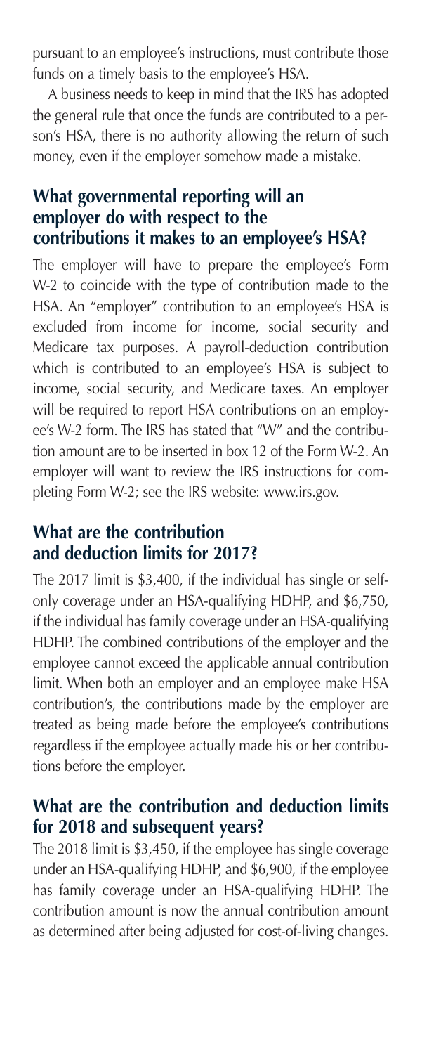pursuant to an employee's instructions, must contribute those funds on a timely basis to the employee's HSA.

A business needs to keep in mind that the IRS has adopted the general rule that once the funds are contributed to a person's HSA, there is no authority allowing the return of such money, even if the employer somehow made a mistake.

## What governmental reporting will an employer do with respect to the contributions it makes to an employee's HSA?

The employer will have to prepare the employee's Form W-2 to coincide with the type of contribution made to the HSA. An "employer" contribution to an employee's HSA is excluded from income for income, social security and Medicare tax purposes. A payroll-deduction contribution which is contributed to an employee's HSA is subject to income, social security, and Medicare taxes. An employer will be required to report HSA contributions on an employee's W-2 form. The IRS has stated that "W" and the contribution amount are to be inserted in box 12 of the Form W-2. An employer will want to review the IRS instructions for completing Form W-2; see the IRS website: www.irs.gov.

## What are the contribution and deduction limits for 2017?

The 2017 limit is $3,400, if the individual has single or self-only coverage under an HSA-qualifying HDHP, and $6,750, if the individual has family coverage under an HSA-qualifying HDHP. The combined contributions of the employer and the employee cannot exceed the applicable annual contribution limit. When both an employer and an employee make HSA contribution's, the contributions made by the employer are treated as being made before the employee's contributions regardless if the employee actually made his or her contributions before the employer.

## What are the contribution and deduction limits for 2018 and subsequent years?

The 2018 limit is $3,450, if the employee has single coverage under an HSA-qualifying HDHP, and $6,900, if the employee has family coverage under an HSA-qualifying HDHP. The contribution amount is now the annual contribution amount as determined after being adjusted for cost-of-living changes.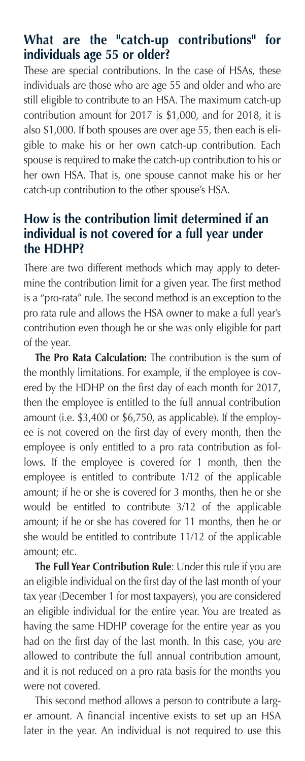## What are the "catch-up contributions" for individuals age 55 or older?

These are special contributions. In the case of HSAs, these individuals are those who are age 55 and older and who are still eligible to contribute to an HSA. The maximum catch-up contribution amount for 2017 is $1,000, and for 2018, it is also $1,000. If both spouses are over age 55, then each is eligible to make his or her own catch-up contribution. Each spouse is required to make the catch-up contribution to his or her own HSA. That is, one spouse cannot make his or her catch-up contribution to the other spouse's HSA.

## How is the contribution limit determined if an individual is not covered for a full year under the HDHP?

There are two different methods which may apply to determine the contribution limit for a given year. The first method is a "pro-rata" rule. The second method is an exception to the pro rata rule and allows the HSA owner to make a full year's contribution even though he or she was only eligible for part of the year.

**The Pro Rata Calculation:** The contribution is the sum of the monthly limitations. For example, if the employee is covered by the HDHP on the first day of each month for 2017, then the employee is entitled to the full annual contribution amount (i.e. $3,400 or $6,750, as applicable). If the employee is not covered on the first day of every month, then the employee is only entitled to a pro rata contribution as follows. If the employee is covered for 1 month, then the employee is entitled to contribute 1/12 of the applicable amount; if he or she is covered for 3 months, then he or she would be entitled to contribute 3/12 of the applicable amount; if he or she has covered for 11 months, then he or she would be entitled to contribute 11/12 of the applicable amount; etc.

**The Full Year Contribution Rule**: Under this rule if you are an eligible individual on the first day of the last month of your tax year (December 1 for most taxpayers), you are considered an eligible individual for the entire year. You are treated as having the same HDHP coverage for the entire year as you had on the first day of the last month. In this case, you are allowed to contribute the full annual contribution amount, and it is not reduced on a pro rata basis for the months you were not covered.

This second method allows a person to contribute a larger amount. A financial incentive exists to set up an HSA later in the year. An individual is not required to use this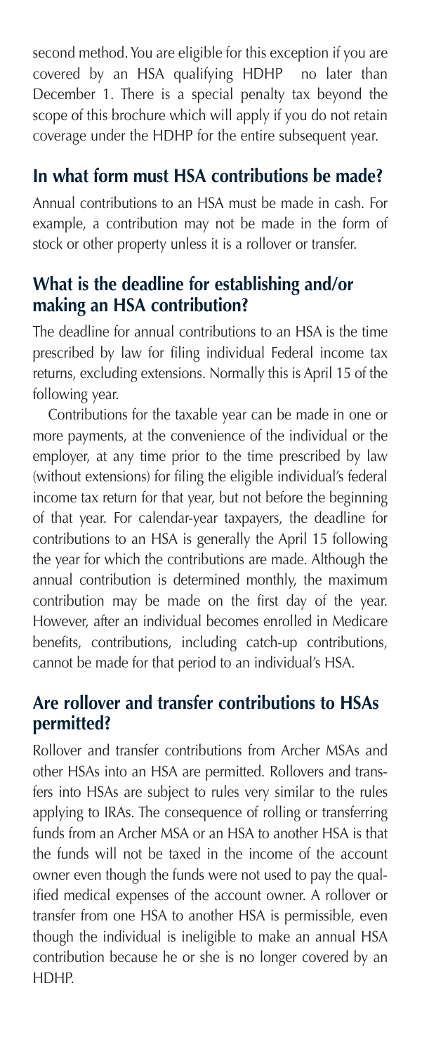second method. You are eligible for this exception if you are covered by an HSA qualifying HDHP no later than December 1. There is a special penalty tax beyond the scope of this brochure which will apply if you do not retain coverage under the HDHP for the entire subsequent year.

## In what form must HSA contributions be made?

Annual contributions to an HSA must be made in cash. For example, a contribution may not be made in the form of stock or other property unless it is a rollover or transfer.

## What is the deadline for establishing and/or making an HSA contribution?

The deadline for annual contributions to an HSA is the time prescribed by law for filing individual Federal income tax returns, excluding extensions. Normally this is April 15 of the following year.

Contributions for the taxable year can be made in one or more payments, at the convenience of the individual or the employer, at any time prior to the time prescribed by law (without extensions) for filing the eligible individual's federal income tax return for that year, but not before the beginning of that year. For calendar-year taxpayers, the deadline for contributions to an HSA is generally the April 15 following the year for which the contributions are made. Although the annual contribution is determined monthly, the maximum contribution may be made on the first day of the year. However, after an individual becomes enrolled in Medicare benefits, contributions, including catch-up contributions, cannot be made for that period to an individual's HSA.

## Are rollover and transfer contributions to HSAs permitted?

Rollover and transfer contributions from Archer MSAs and other HSAs into an HSA are permitted. Rollovers and transfers into HSAs are subject to rules very similar to the rules applying to IRAs. The consequence of rolling or transferring funds from an Archer MSA or an HSA to another HSA is that the funds will not be taxed in the income of the account owner even though the funds were not used to pay the qualified medical expenses of the account owner. A rollover or transfer from one HSA to another HSA is permissible, even though the individual is ineligible to make an annual HSA contribution because he or she is no longer covered by an HDHP.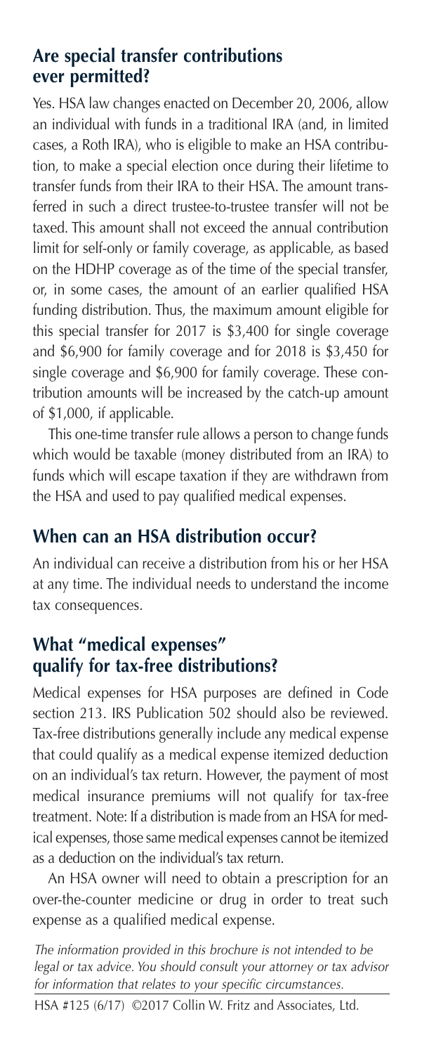## Are special transfer contributions ever permitted?

Yes. HSA law changes enacted on December 20, 2006, allow an individual with funds in a traditional IRA (and, in limited cases, a Roth IRA), who is eligible to make an HSA contribution, to make a special election once during their lifetime to transfer funds from their IRA to their HSA. The amount transferred in such a direct trustee-to-trustee transfer will not be taxed. This amount shall not exceed the annual contribution limit for self-only or family coverage, as applicable, as based on the HDHP coverage as of the time of the special transfer, or, in some cases, the amount of an earlier qualified HSA funding distribution. Thus, the maximum amount eligible for this special transfer for 2017 is $3,400 for single coverage and $6,900 for family coverage and for 2018 is $3,450 for single coverage and $6,900 for family coverage. These contribution amounts will be increased by the catch-up amount of $1,000, if applicable.

This one-time transfer rule allows a person to change funds which would be taxable (money distributed from an IRA) to funds which will escape taxation if they are withdrawn from the HSA and used to pay qualified medical expenses.

## When can an HSA distribution occur?

An individual can receive a distribution from his or her HSA at any time. The individual needs to understand the income tax consequences.

## What "medical expenses" qualify for tax-free distributions?

Medical expenses for HSA purposes are defined in Code section 213. IRS Publication 502 should also be reviewed. Tax-free distributions generally include any medical expense that could qualify as a medical expense itemized deduction on an individual's tax return. However, the payment of most medical insurance premiums will not qualify for tax-free treatment. Note: If a distribution is made from an HSA for medical expenses, those same medical expenses cannot be itemized as a deduction on the individual's tax return.

An HSA owner will need to obtain a prescription for an over-the-counter medicine or drug in order to treat such expense as a qualified medical expense.

*The information provided in this brochure is not intended to be legal or tax advice. You should consult your attorney or tax advisor for information that relates to your specific circumstances.*

HSA #125 (6/17) ©2017 Collin W. Fritz and Associates, Ltd.